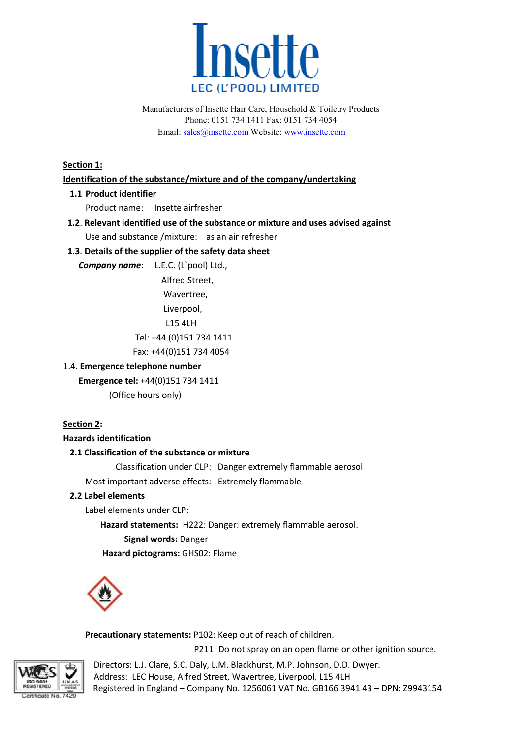# Insette

LEC (L'POOL) LIMITED

Manufacturers of Insette Hair Care, Household & Toiletry Products
Phone: 0151 734 1411 Fax: 0151 734 4054
Email: sales@insette.com Website: www.insette.com

## Section 1:

## Identification of the substance/mixture and of the company/undertaking

### 1.1 Product identifier

Product name: Insette airfresher

### 1.2. Relevant identified use of the substance or mixture and uses advised against

Use and substance /mixture: as an air refresher

### 1.3. Details of the supplier of the safety data sheet

***Company name***: L.E.C. (L`pool) Ltd.,
Alfred Street,
Wavertree,
Liverpool,
L15 4LH
Tel: +44 (0)151 734 1411
Fax: +44(0)151 734 4054

### 1.4. Emergence telephone number

**Emergence tel:** +44(0)151 734 1411
(Office hours only)

## Section 2:

## Hazards identification

### 2.1 Classification of the substance or mixture

Classification under CLP: Danger extremely flammable aerosol
Most important adverse effects: Extremely flammable

### 2.2 Label elements

Label elements under CLP:

**Hazard statements:** H222: Danger: extremely flammable aerosol.
**Signal words:** Danger
**Hazard pictograms:** GHS02: Flame

**Precautionary statements:** P102: Keep out of reach of children.
P211: Do not spray on an open flame or other ignition source.

Directors: L.J. Clare, S.C. Daly, L.M. Blackhurst, M.P. Johnson, D.D. Dwyer.
Address: LEC House, Alfred Street, Wavertree, Liverpool, L15 4LH
Registered in England – Company No. 1256061 VAT No. GB166 3941 43 – DPN: Z9943154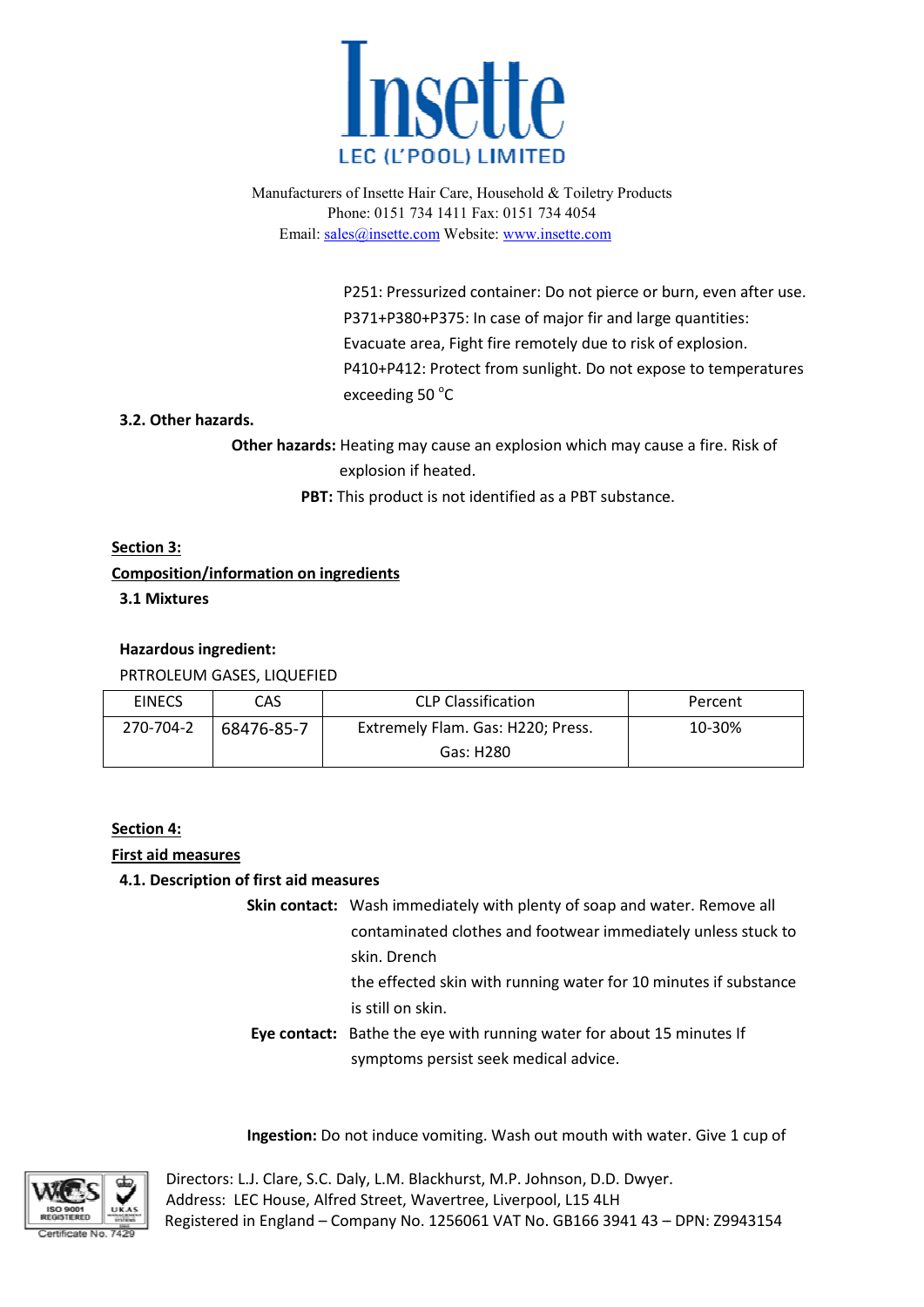P251: Pressurized container: Do not pierce or burn, even after use.
P371+P380+P375: In case of major fir and large quantities: Evacuate area, Fight fire remotely due to risk of explosion.
P410+P412: Protect from sunlight. Do not expose to temperatures exceeding 50 °C

### 3.2. Other hazards.

**Other hazards:** Heating may cause an explosion which may cause a fire. Risk of explosion if heated.

**PBT:** This product is not identified as a PBT substance.

## Section 3:

## Composition/information on ingredients

### 3.1 Mixtures

**Hazardous ingredient:**

PRTROLEUM GASES, LIQUEFIED

| EINECS | CAS | CLP Classification | Percent |
|---|---|---|---|
| 270-704-2 | 68476-85-7 | Extremely Flam. Gas: H220; Press. Gas: H280 | 10-30% |

## Section 4:

## First aid measures

### 4.1. Description of first aid measures

**Skin contact:** Wash immediately with plenty of soap and water. Remove all contaminated clothes and footwear immediately unless stuck to skin. Drench
the effected skin with running water for 10 minutes if substance is still on skin.

**Eye contact:** Bathe the eye with running water for about 15 minutes If symptoms persist seek medical advice.

**Ingestion:** Do not induce vomiting. Wash out mouth with water. Give 1 cup of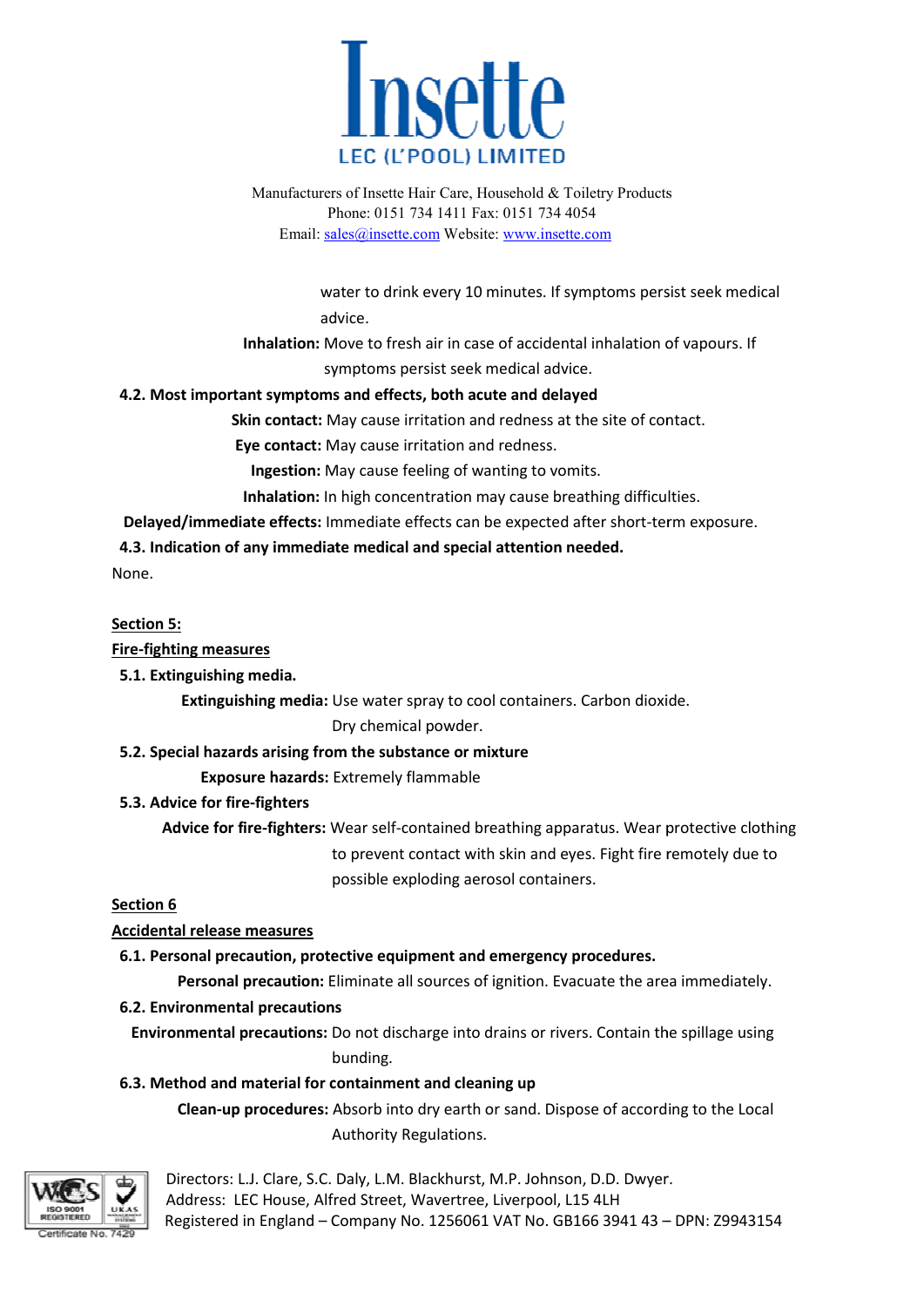water to drink every 10 minutes. If symptoms persist seek medical advice.

**Inhalation:** Move to fresh air in case of accidental inhalation of vapours. If symptoms persist seek medical advice.

**4.2. Most important symptoms and effects, both acute and delayed**

**Skin contact:** May cause irritation and redness at the site of contact.

**Eye contact:** May cause irritation and redness.

**Ingestion:** May cause feeling of wanting to vomits.

**Inhalation:** In high concentration may cause breathing difficulties.

**Delayed/immediate effects:** Immediate effects can be expected after short-term exposure.

**4.3. Indication of any immediate medical and special attention needed.**

None.

## Section 5:

## Fire-fighting measures

**5.1. Extinguishing media.**

**Extinguishing media:** Use water spray to cool containers. Carbon dioxide. Dry chemical powder.

**5.2. Special hazards arising from the substance or mixture**

**Exposure hazards:** Extremely flammable

**5.3. Advice for fire-fighters**

**Advice for fire-fighters:** Wear self-contained breathing apparatus. Wear protective clothing to prevent contact with skin and eyes. Fight fire remotely due to possible exploding aerosol containers.

## Section 6

## Accidental release measures

**6.1. Personal precaution, protective equipment and emergency procedures.**

**Personal precaution:** Eliminate all sources of ignition. Evacuate the area immediately.

**6.2. Environmental precautions**

**Environmental precautions:** Do not discharge into drains or rivers. Contain the spillage using bunding.

**6.3. Method and material for containment and cleaning up**

**Clean-up procedures:** Absorb into dry earth or sand. Dispose of according to the Local Authority Regulations.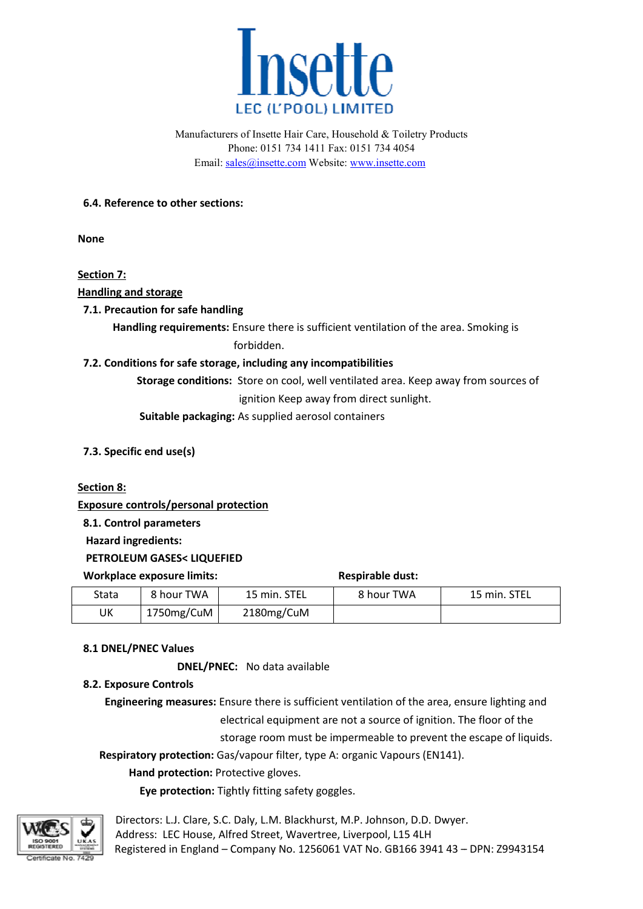**6.4. Reference to other sections:**

**None**

## Section 7:

## Handling and storage

**7.1. Precaution for safe handling**

**Handling requirements:** Ensure there is sufficient ventilation of the area. Smoking is forbidden.

**7.2. Conditions for safe storage, including any incompatibilities**

**Storage conditions:** Store on cool, well ventilated area. Keep away from sources of ignition Keep away from direct sunlight.

**Suitable packaging:** As supplied aerosol containers

**7.3. Specific end use(s)**

## Section 8:

## Exposure controls/personal protection

**8.1. Control parameters**

**Hazard ingredients:**

**PETROLEUM GASES< LIQUEFIED**

**Workplace exposure limits:** **Respirable dust:**

| Stata | 8 hour TWA | 15 min. STEL | 8 hour TWA | 15 min. STEL |
|---|---|---|---|---|
| UK | 1750mg/CuM | 2180mg/CuM | | |

**8.1 DNEL/PNEC Values**

**DNEL/PNEC:** No data available

**8.2. Exposure Controls**

**Engineering measures:** Ensure there is sufficient ventilation of the area, ensure lighting and electrical equipment are not a source of ignition. The floor of the storage room must be impermeable to prevent the escape of liquids.

**Respiratory protection:** Gas/vapour filter, type A: organic Vapours (EN141).

**Hand protection:** Protective gloves.

**Eye protection:** Tightly fitting safety goggles.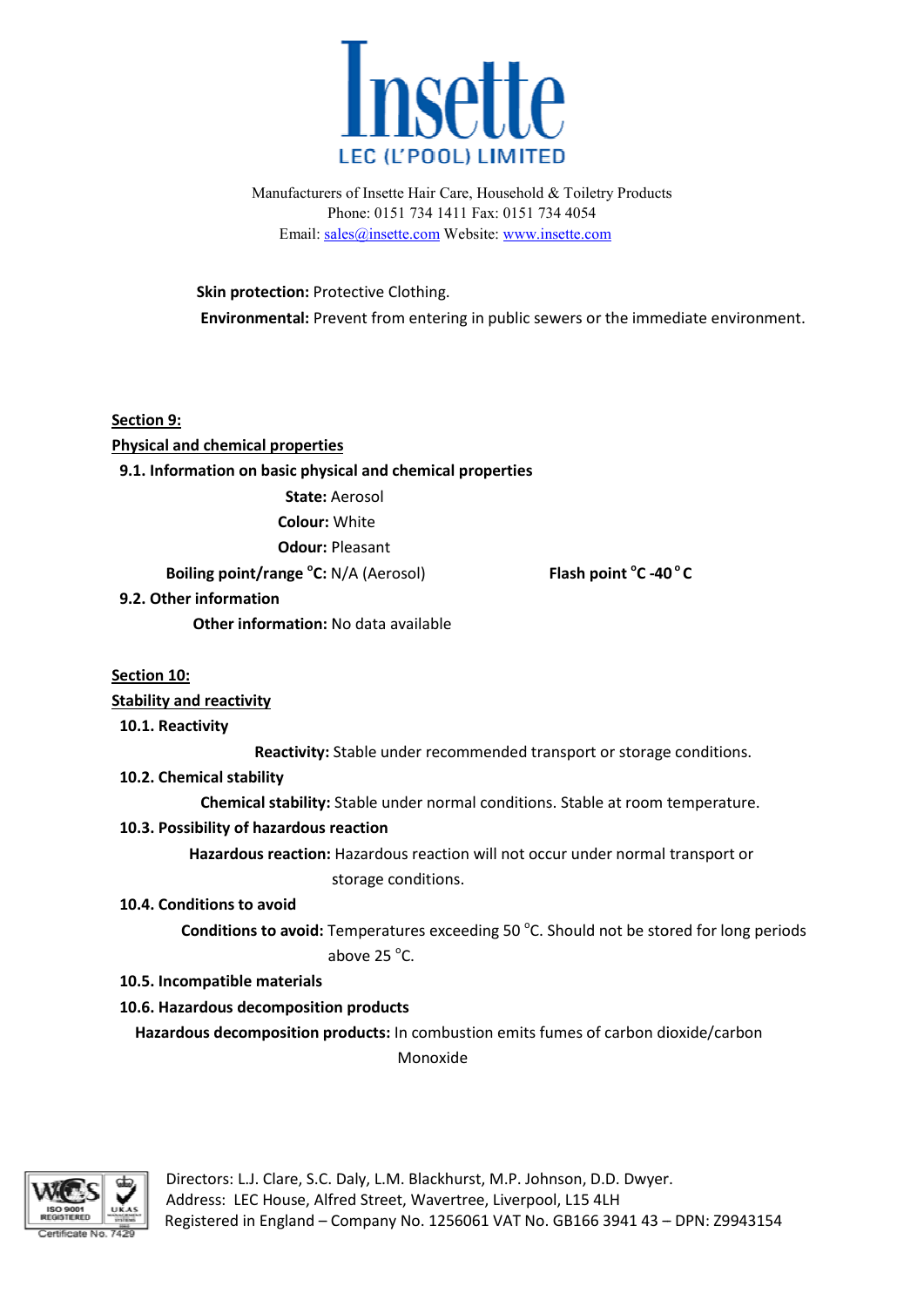**Skin protection:** Protective Clothing.

**Environmental:** Prevent from entering in public sewers or the immediate environment.

## Section 9:

## Physical and chemical properties

### 9.1. Information on basic physical and chemical properties

**State:** Aerosol

**Colour:** White

**Odour:** Pleasant

**Boiling point/range °C:** N/A (Aerosol) **Flash point °C -40 °C**

### 9.2. Other information

**Other information:** No data available

## Section 10:

## Stability and reactivity

### 10.1. Reactivity

**Reactivity:** Stable under recommended transport or storage conditions.

### 10.2. Chemical stability

**Chemical stability:** Stable under normal conditions. Stable at room temperature.

### 10.3. Possibility of hazardous reaction

**Hazardous reaction:** Hazardous reaction will not occur under normal transport or storage conditions.

### 10.4. Conditions to avoid

**Conditions to avoid:** Temperatures exceeding 50 °C. Should not be stored for long periods above 25 °C.

### 10.5. Incompatible materials

### 10.6. Hazardous decomposition products

**Hazardous decomposition products:** In combustion emits fumes of carbon dioxide/carbon Monoxide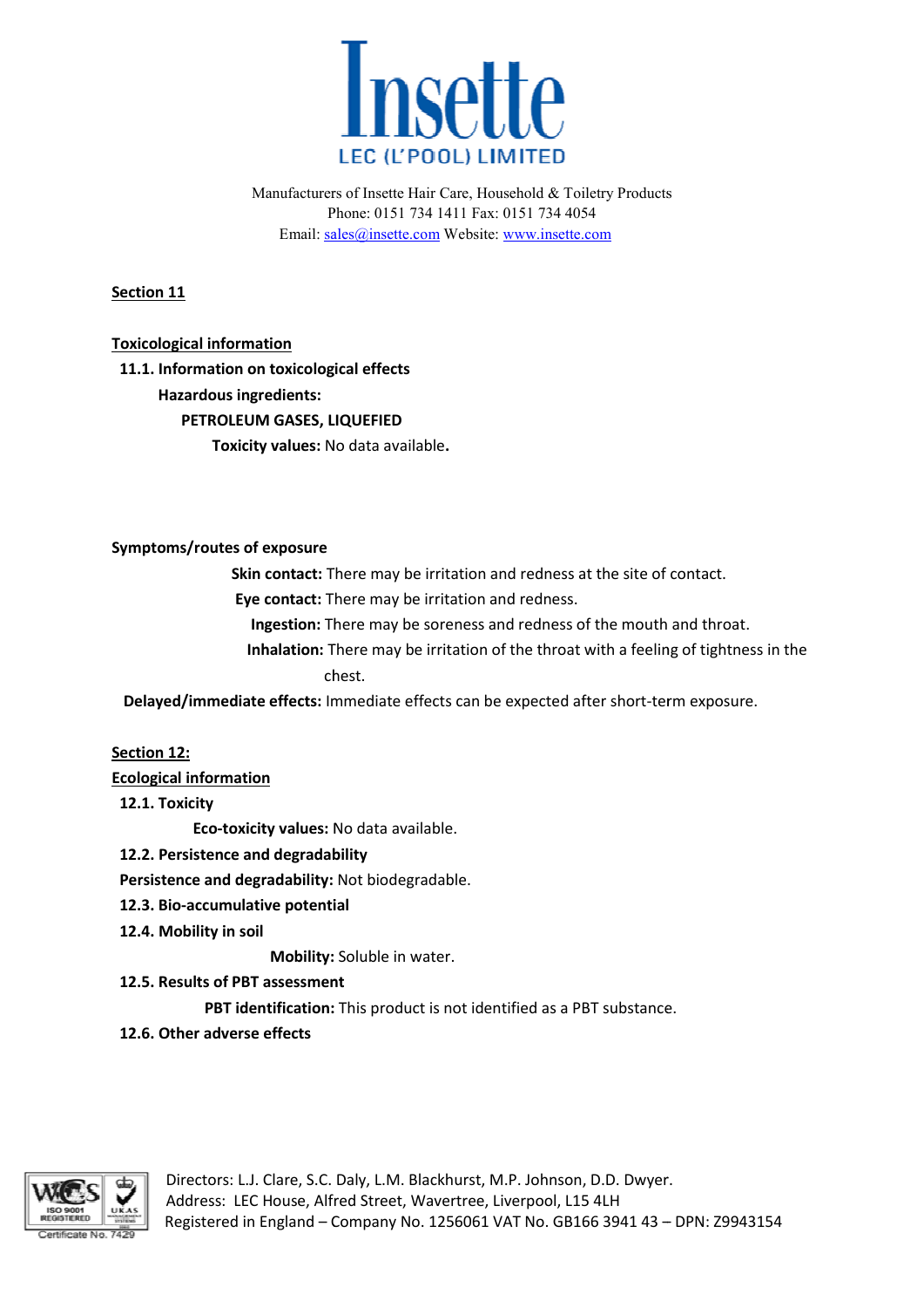**Section 11**

**Toxicological information**

**11.1. Information on toxicological effects**

**Hazardous ingredients:**

**PETROLEUM GASES, LIQUEFIED**

**Toxicity values:** No data available**.**

**Symptoms/routes of exposure**

**Skin contact:** There may be irritation and redness at the site of contact.

**Eye contact:** There may be irritation and redness.

**Ingestion:** There may be soreness and redness of the mouth and throat.

**Inhalation:** There may be irritation of the throat with a feeling of tightness in the chest.

**Delayed/immediate effects:** Immediate effects can be expected after short-term exposure.

**Section 12:**

**Ecological information**

**12.1. Toxicity**

**Eco-toxicity values:** No data available.

**12.2. Persistence and degradability**

**Persistence and degradability:** Not biodegradable.

**12.3. Bio-accumulative potential**

**12.4. Mobility in soil**

**Mobility:** Soluble in water.

**12.5. Results of PBT assessment**

**PBT identification:** This product is not identified as a PBT substance.

**12.6. Other adverse effects**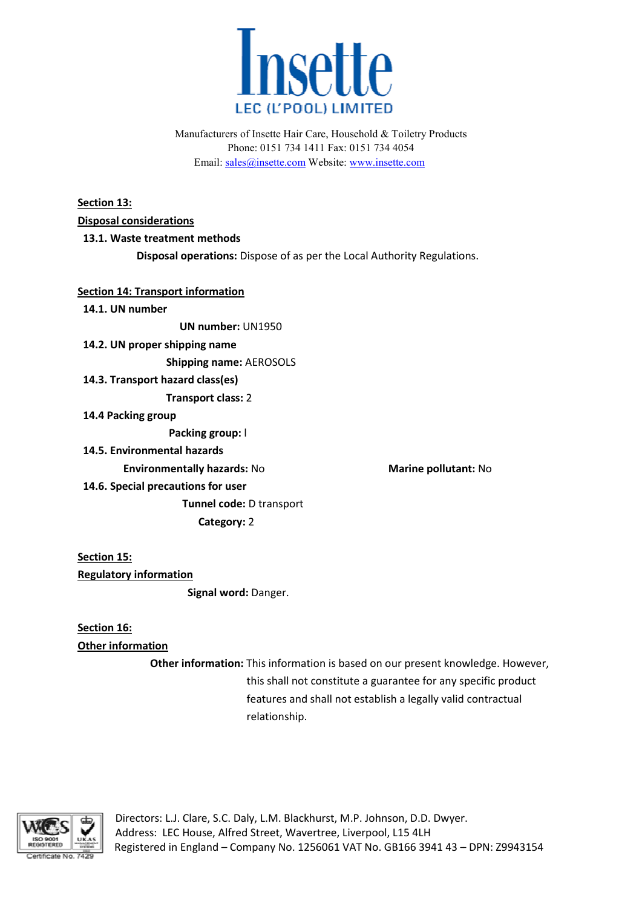## Section 13:

## Disposal considerations

### 13.1. Waste treatment methods

**Disposal operations:** Dispose of as per the Local Authority Regulations.

## Section 14: Transport information

### 14.1. UN number

**UN number:** UN1950

### 14.2. UN proper shipping name

**Shipping name:** AEROSOLS

### 14.3. Transport hazard class(es)

**Transport class:** 2

### 14.4 Packing group

**Packing group:** l

### 14.5. Environmental hazards

**Environmentally hazards:** No

**Marine pollutant:** No

### 14.6. Special precautions for user

**Tunnel code:** D transport

**Category:** 2

## Section 15:

## Regulatory information

**Signal word:** Danger.

## Section 16:

## Other information

**Other information:** This information is based on our present knowledge. However, this shall not constitute a guarantee for any specific product features and shall not establish a legally valid contractual relationship.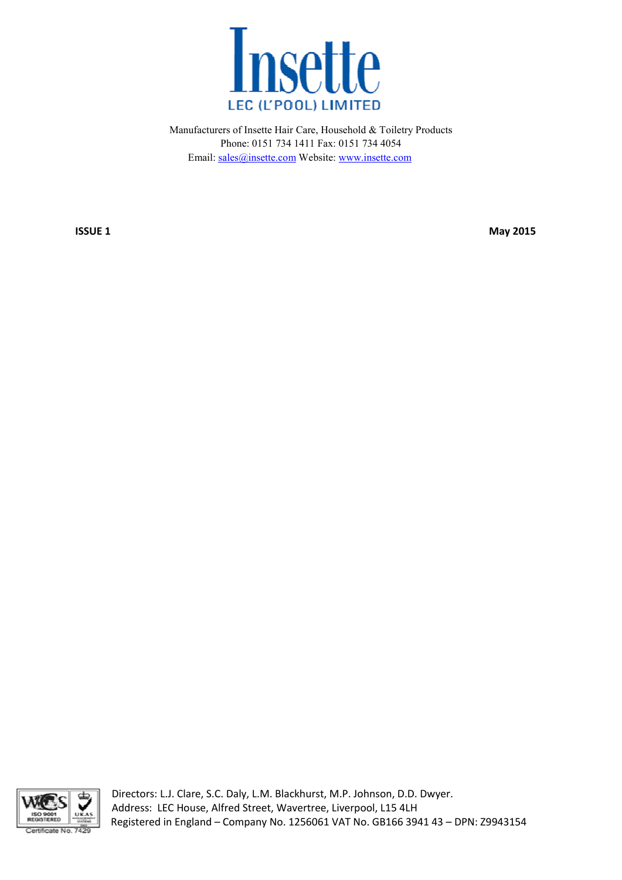**Insette**

**LEC (L'POOL) LIMITED**

Manufacturers of Insette Hair Care, Household & Toiletry Products
Phone: 0151 734 1411 Fax: 0151 734 4054
Email: sales@insette.com Website: www.insette.com

**ISSUE 1** **May 2015**

Directors: L.J. Clare, S.C. Daly, L.M. Blackhurst, M.P. Johnson, D.D. Dwyer.
Address: LEC House, Alfred Street, Wavertree, Liverpool, L15 4LH
Registered in England – Company No. 1256061 VAT No. GB166 3941 43 – DPN: Z9943154

ISO 9001 REGISTERED
Certificate No. 7429